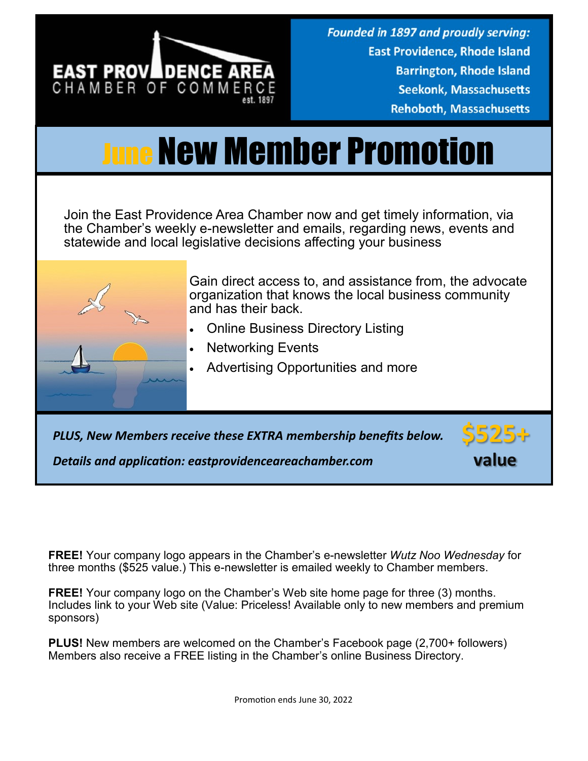EAST PROVIDENCE AREA CHAMBER OF COMMERCE est. 1897

*Founded in 1897 and proudly serving:*
**East Providence, Rhode Island**
**Barrington, Rhode Island**
**Seekonk, Massachusetts**
**Rehoboth, Massachusetts**

# June New Member Promotion

Join the East Providence Area Chamber now and get timely information, via the Chamber's weekly e-newsletter and emails, regarding news, events and statewide and local legislative decisions affecting your business

Gain direct access to, and assistance from, the advocate organization that knows the local business community and has their back.

- Online Business Directory Listing
- Networking Events
- Advertising Opportunities and more

***PLUS, New Members receive these EXTRA membership benefits below.***

***Details and application: eastprovidenceareachamber.com***

**$525+ value**

**FREE!** Your company logo appears in the Chamber's e-newsletter *Wutz Noo Wednesday* for three months ($525 value.) This e-newsletter is emailed weekly to Chamber members.

**FREE!** Your company logo on the Chamber's Web site home page for three (3) months. Includes link to your Web site (Value: Priceless! Available only to new members and premium sponsors)

**PLUS!** New members are welcomed on the Chamber's Facebook page (2,700+ followers) Members also receive a FREE listing in the Chamber's online Business Directory.

Promotion ends June 30, 2022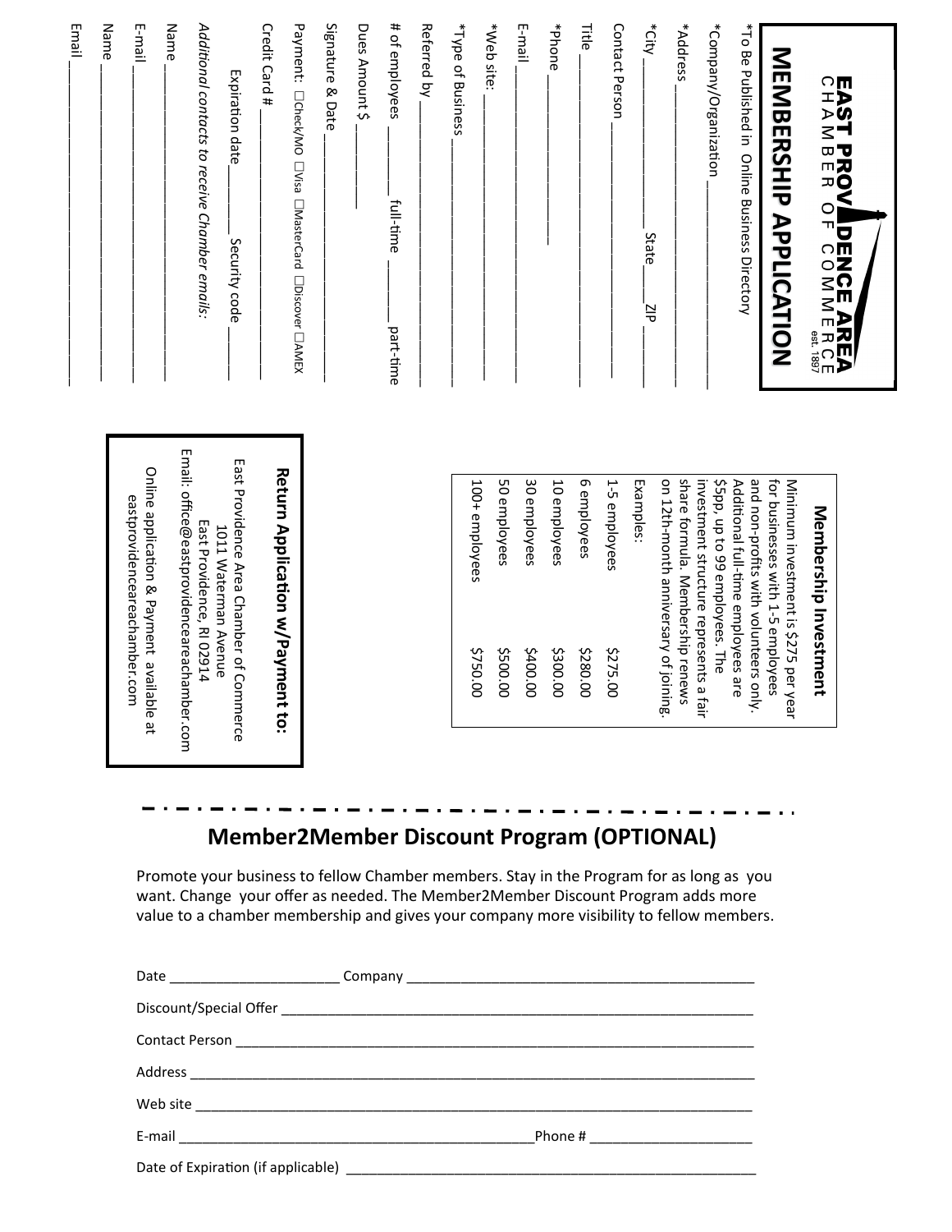# EAST PROVIDENCE AREA CHAMBER OF COMMERCE

est. 1897

## MEMBERSHIP APPLICATION

*To Be Published in Online Business Directory

*Company/Organization ______________________

*Address ______________________

*City ______________ State ____ ZIP ______

Contact Person ______________________

Title ______________________

*Phone ______________________

E-mail ______________________

*Web site: ______________________

*Type of Business ______________________

Referred by ______________________

# of employees ________ full-time ________ part-time

Dues Amount $ ________

Signature & Date ______________________

Payment: ☐Check/MO ☐Visa ☐MasterCard ☐Discover ☐AMEX

Credit Card # ______________________

Expiration date ________ Security code ______

*Additional contacts to receive Chamber emails:*

Name ______________________

E-mail ______________________

Name ______________________

Email ______________________

### Membership Investment

Minimum investment is $275 per year for businesses with 1-5 employees and non-profits with volunteers only. Additional full-time employees are $5pp, up to 99 employees. The investment structure represents a fair share formula. Membership renews on 12th-month anniversary of joining.

Examples:

| | |
|---|---|
| 1-5 employees | $275.00 |
| 6 employees | $280.00 |
| 10 employees | $300.00 |
| 30 employees | $400.00 |
| 50 employees | $500.00 |
| 100+ employees | $750.00 |

### Return Application w/Payment to:

East Providence Area Chamber of Commerce
1011 Waterman Avenue
East Providence, RI 02914
Email: office@eastprovidenceareachamber.com

Online application & Payment available at eastprovidenceareachamber.com

## Member2Member Discount Program (OPTIONAL)

Promote your business to fellow Chamber members. Stay in the Program for as long as you want. Change your offer as needed. The Member2Member Discount Program adds more value to a chamber membership and gives your company more visibility to fellow members.

Date ______________________ Company ______________________

Discount/Special Offer ______________________

Contact Person ______________________

Address ______________________

Web site ______________________

E-mail ______________________ Phone # ______________________

Date of Expiration (if applicable) ______________________